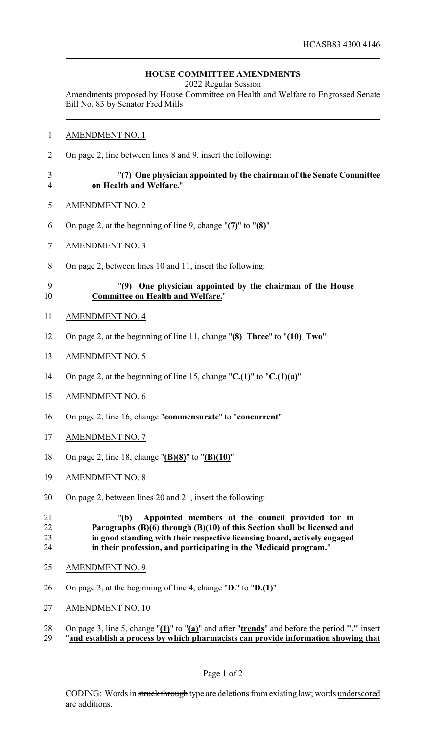HCASB83 4300 4146

**HOUSE COMMITTEE AMENDMENTS**

2022 Regular Session

Amendments proposed by House Committee on Health and Welfare to Engrossed Senate Bill No. 83 by Senator Fred Mills

AMENDMENT NO. 1

On page 2, line between lines 8 and 9, insert the following:

"**(7) One physician appointed by the chairman of the Senate Committee on Health and Welfare.**"

AMENDMENT NO. 2

On page 2, at the beginning of line 9, change "**(7)**" to "**(8)**"

AMENDMENT NO. 3

On page 2, between lines 10 and 11, insert the following:

"**(9) One physician appointed by the chairman of the House Committee on Health and Welfare.**"

AMENDMENT NO. 4

On page 2, at the beginning of line 11, change "**(8) Three**" to "**(10) Two**"

AMENDMENT NO. 5

On page 2, at the beginning of line 15, change "**C.(1)**" to "**C.(1)(a)**"

AMENDMENT NO. 6

On page 2, line 16, change "**commensurate**" to "**concurrent**"

AMENDMENT NO. 7

On page 2, line 18, change "**(B)(8)**" to "**(B)(10)**"

AMENDMENT NO. 8

On page 2, between lines 20 and 21, insert the following:

"**(b) Appointed members of the council provided for in Paragraphs (B)(6) through (B)(10) of this Section shall be licensed and in good standing with their respective licensing board, actively engaged in their profession, and participating in the Medicaid program.**"

AMENDMENT NO. 9

On page 3, at the beginning of line 4, change "**D.**" to "**D.(1)**"

AMENDMENT NO. 10

On page 3, line 5, change "**(1)**" to "**(a)**" and after "**trends**" and before the period "**.**" insert "**and establish a process by which pharmacists can provide information showing that**

CODING: Words in ~~struck through~~ type are deletions from existing law; words underscored are additions.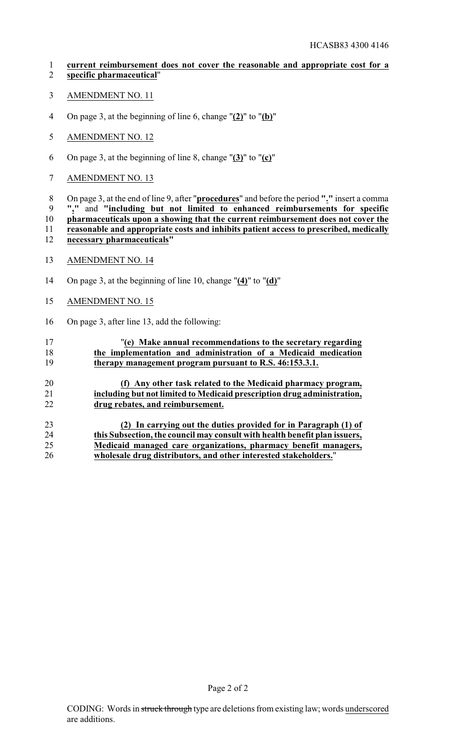**current reimbursement does not cover the reasonable and appropriate cost for a specific pharmaceutical**"

AMENDMENT NO. 11

On page 3, at the beginning of line 6, change "**(2)**" to "**(b)**"

AMENDMENT NO. 12

On page 3, at the beginning of line 8, change "**(3)**" to "**(c)**"

AMENDMENT NO. 13

On page 3, at the end of line 9, after "**procedures**" and before the period "**.**" insert a comma "**,**" and "**including but not limited to enhanced reimbursements for specific pharmaceuticals upon a showing that the current reimbursement does not cover the reasonable and appropriate costs and inhibits patient access to prescribed, medically necessary pharmaceuticals**"

AMENDMENT NO. 14

On page 3, at the beginning of line 10, change "**(4)**" to "**(d)**"

AMENDMENT NO. 15

On page 3, after line 13, add the following:

"**(e) Make annual recommendations to the secretary regarding the implementation and administration of a Medicaid medication therapy management program pursuant to R.S. 46:153.3.1.**

**(f) Any other task related to the Medicaid pharmacy program, including but not limited to Medicaid prescription drug administration, drug rebates, and reimbursement.**

**(2) In carrying out the duties provided for in Paragraph (1) of this Subsection, the council may consult with health benefit plan issuers, Medicaid managed care organizations, pharmacy benefit managers, wholesale drug distributors, and other interested stakeholders.**"

CODING: Words in ~~struck through~~ type are deletions from existing law; words underscored are additions.